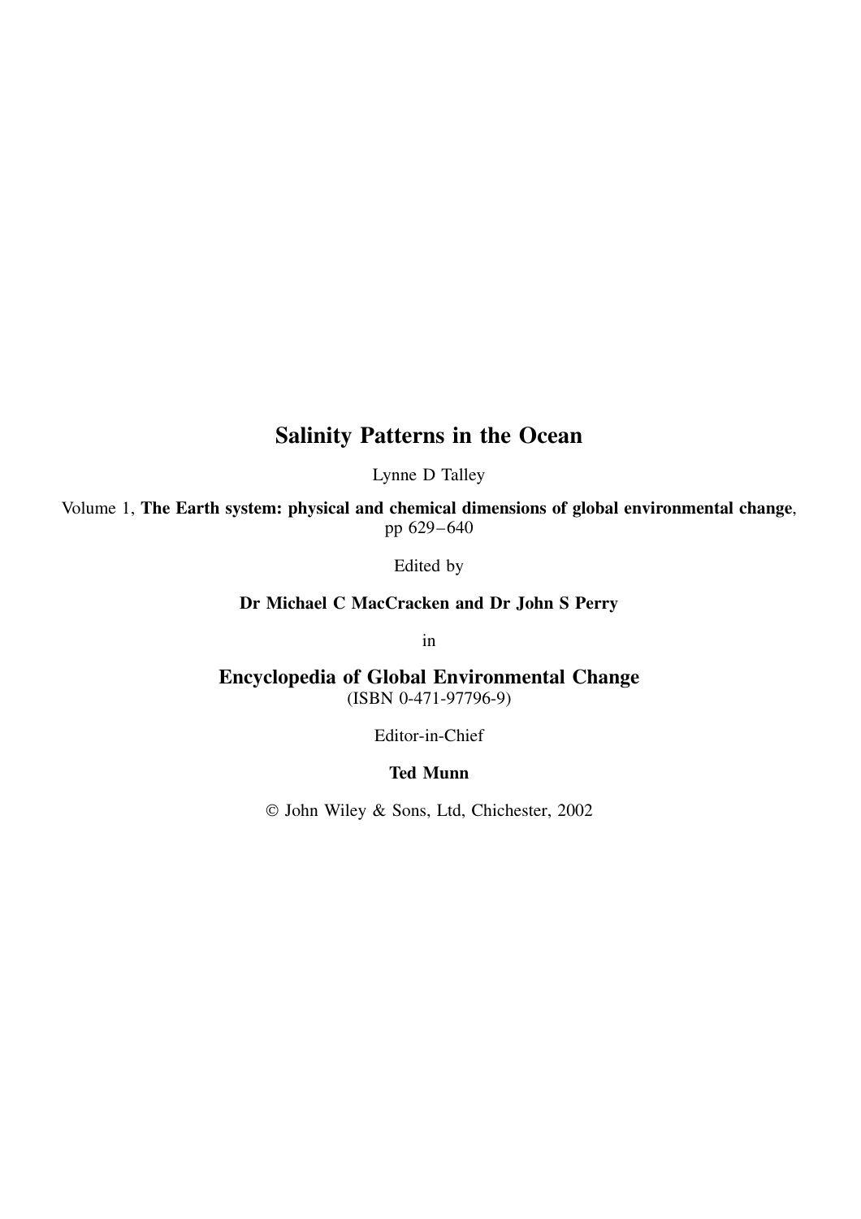# Salinity Patterns in the Ocean

Lynne D Talley

Volume 1, **The Earth system: physical and chemical dimensions of global environmental change**, pp 629–640

Edited by

**Dr Michael C MacCracken and Dr John S Perry**

in

**Encyclopedia of Global Environmental Change**
(ISBN 0-471-97796-9)

Editor-in-Chief

**Ted Munn**

© John Wiley & Sons, Ltd, Chichester, 2002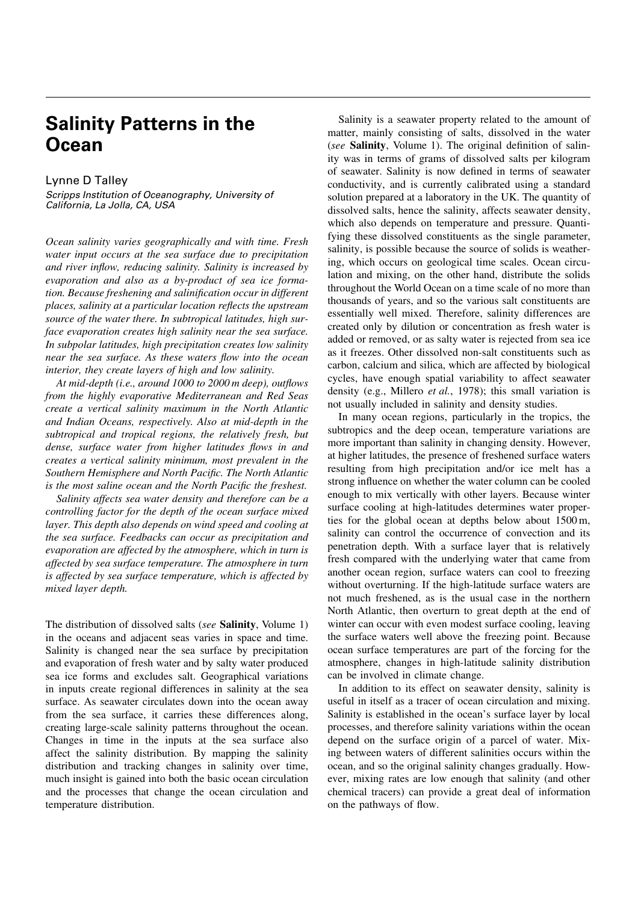# Salinity Patterns in the Ocean

Lynne D Talley

*Scripps Institution of Oceanography, University of California, La Jolla, CA, USA*

*Ocean salinity varies geographically and with time. Fresh water input occurs at the sea surface due to precipitation and river inflow, reducing salinity. Salinity is increased by evaporation and also as a by-product of sea ice formation. Because freshening and salinification occur in different places, salinity at a particular location reflects the upstream source of the water there. In subtropical latitudes, high surface evaporation creates high salinity near the sea surface. In subpolar latitudes, high precipitation creates low salinity near the sea surface. As these waters flow into the ocean interior, they create layers of high and low salinity.*

*At mid-depth (i.e., around 1000 to 2000 m deep), outflows from the highly evaporative Mediterranean and Red Seas create a vertical salinity maximum in the North Atlantic and Indian Oceans, respectively. Also at mid-depth in the subtropical and tropical regions, the relatively fresh, but dense, surface water from higher latitudes flows in and creates a vertical salinity minimum, most prevalent in the Southern Hemisphere and North Pacific. The North Atlantic is the most saline ocean and the North Pacific the freshest.*

*Salinity affects sea water density and therefore can be a controlling factor for the depth of the ocean surface mixed layer. This depth also depends on wind speed and cooling at the sea surface. Feedbacks can occur as precipitation and evaporation are affected by the atmosphere, which in turn is affected by sea surface temperature. The atmosphere in turn is affected by sea surface temperature, which is affected by mixed layer depth.*

The distribution of dissolved salts (*see* **Salinity**, Volume 1) in the oceans and adjacent seas varies in space and time. Salinity is changed near the sea surface by precipitation and evaporation of fresh water and by salty water produced sea ice forms and excludes salt. Geographical variations in inputs create regional differences in salinity at the sea surface. As seawater circulates down into the ocean away from the sea surface, it carries these differences along, creating large-scale salinity patterns throughout the ocean. Changes in time in the inputs at the sea surface also affect the salinity distribution. By mapping the salinity distribution and tracking changes in salinity over time, much insight is gained into both the basic ocean circulation and the processes that change the ocean circulation and temperature distribution.

Salinity is a seawater property related to the amount of matter, mainly consisting of salts, dissolved in the water (*see* **Salinity**, Volume 1). The original definition of salinity was in terms of grams of dissolved salts per kilogram of seawater. Salinity is now defined in terms of seawater conductivity, and is currently calibrated using a standard solution prepared at a laboratory in the UK. The quantity of dissolved salts, hence the salinity, affects seawater density, which also depends on temperature and pressure. Quantifying these dissolved constituents as the single parameter, salinity, is possible because the source of solids is weathering, which occurs on geological time scales. Ocean circulation and mixing, on the other hand, distribute the solids throughout the World Ocean on a time scale of no more than thousands of years, and so the various salt constituents are essentially well mixed. Therefore, salinity differences are created only by dilution or concentration as fresh water is added or removed, or as salty water is rejected from sea ice as it freezes. Other dissolved non-salt constituents such as carbon, calcium and silica, which are affected by biological cycles, have enough spatial variability to affect seawater density (e.g., Millero *et al.*, 1978); this small variation is not usually included in salinity and density studies.

In many ocean regions, particularly in the tropics, the subtropics and the deep ocean, temperature variations are more important than salinity in changing density. However, at higher latitudes, the presence of freshened surface waters resulting from high precipitation and/or ice melt has a strong influence on whether the water column can be cooled enough to mix vertically with other layers. Because winter surface cooling at high-latitudes determines water properties for the global ocean at depths below about 1500 m, salinity can control the occurrence of convection and its penetration depth. With a surface layer that is relatively fresh compared with the underlying water that came from another ocean region, surface waters can cool to freezing without overturning. If the high-latitude surface waters are not much freshened, as is the usual case in the northern North Atlantic, then overturn to great depth at the end of winter can occur with even modest surface cooling, leaving the surface waters well above the freezing point. Because ocean surface temperatures are part of the forcing for the atmosphere, changes in high-latitude salinity distribution can be involved in climate change.

In addition to its effect on seawater density, salinity is useful in itself as a tracer of ocean circulation and mixing. Salinity is established in the ocean's surface layer by local processes, and therefore salinity variations within the ocean depend on the surface origin of a parcel of water. Mixing between waters of different salinities occurs within the ocean, and so the original salinity changes gradually. However, mixing rates are low enough that salinity (and other chemical tracers) can provide a great deal of information on the pathways of flow.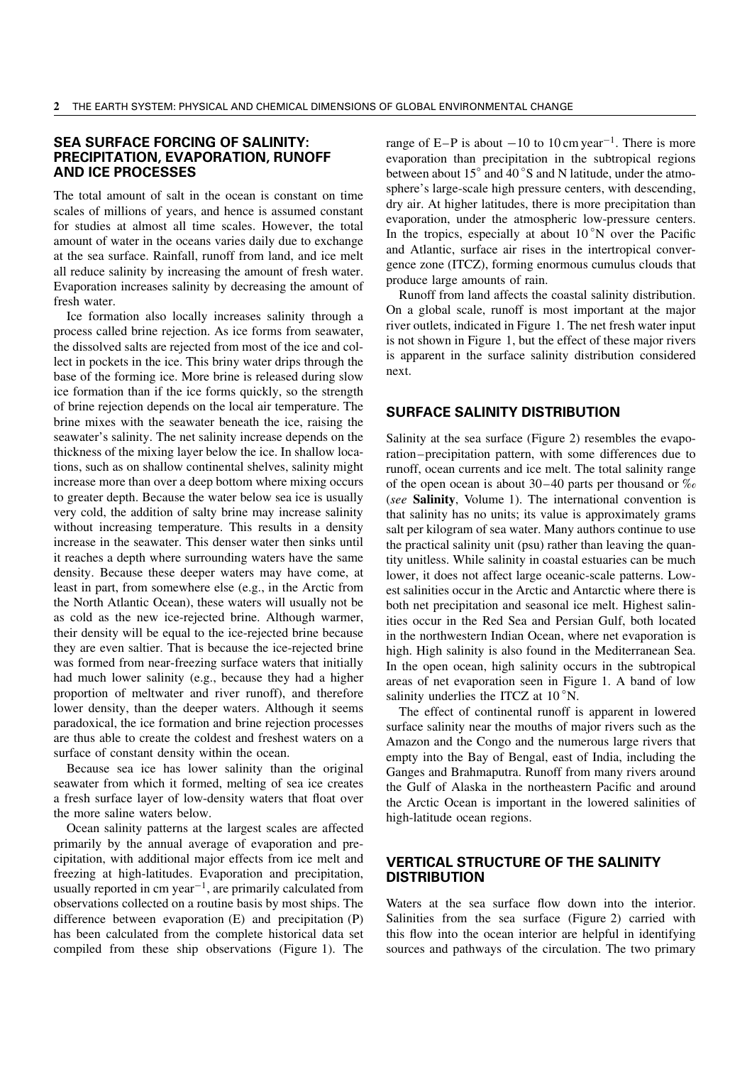## SEA SURFACE FORCING OF SALINITY: PRECIPITATION, EVAPORATION, RUNOFF AND ICE PROCESSES

The total amount of salt in the ocean is constant on time scales of millions of years, and hence is assumed constant for studies at almost all time scales. However, the total amount of water in the oceans varies daily due to exchange at the sea surface. Rainfall, runoff from land, and ice melt all reduce salinity by increasing the amount of fresh water. Evaporation increases salinity by decreasing the amount of fresh water.

Ice formation also locally increases salinity through a process called brine rejection. As ice forms from seawater, the dissolved salts are rejected from most of the ice and collect in pockets in the ice. This briny water drips through the base of the forming ice. More brine is released during slow ice formation than if the ice forms quickly, so the strength of brine rejection depends on the local air temperature. The brine mixes with the seawater beneath the ice, raising the seawater's salinity. The net salinity increase depends on the thickness of the mixing layer below the ice. In shallow locations, such as on shallow continental shelves, salinity might increase more than over a deep bottom where mixing occurs to greater depth. Because the water below sea ice is usually very cold, the addition of salty brine may increase salinity without increasing temperature. This results in a density increase in the seawater. This denser water then sinks until it reaches a depth where surrounding waters have the same density. Because these deeper waters may have come, at least in part, from somewhere else (e.g., in the Arctic from the North Atlantic Ocean), these waters will usually not be as cold as the new ice-rejected brine. Although warmer, their density will be equal to the ice-rejected brine because they are even saltier. That is because the ice-rejected brine was formed from near-freezing surface waters that initially had much lower salinity (e.g., because they had a higher proportion of meltwater and river runoff), and therefore lower density, than the deeper waters. Although it seems paradoxical, the ice formation and brine rejection processes are thus able to create the coldest and freshest waters on a surface of constant density within the ocean.

Because sea ice has lower salinity than the original seawater from which it formed, melting of sea ice creates a fresh surface layer of low-density waters that float over the more saline waters below.

Ocean salinity patterns at the largest scales are affected primarily by the annual average of evaporation and precipitation, with additional major effects from ice melt and freezing at high-latitudes. Evaporation and precipitation, usually reported in cm year$^{-1}$, are primarily calculated from observations collected on a routine basis by most ships. The difference between evaporation (E) and precipitation (P) has been calculated from the complete historical data set compiled from these ship observations (Figure 1). The range of E–P is about $-10$ to $10\,\text{cm year}^{-1}$. There is more evaporation than precipitation in the subtropical regions between about 15° and 40 °S and N latitude, under the atmosphere's large-scale high pressure centers, with descending, dry air. At higher latitudes, there is more precipitation than evaporation, under the atmospheric low-pressure centers. In the tropics, especially at about 10 °N over the Pacific and Atlantic, surface air rises in the intertropical convergence zone (ITCZ), forming enormous cumulus clouds that produce large amounts of rain.

Runoff from land affects the coastal salinity distribution. On a global scale, runoff is most important at the major river outlets, indicated in Figure 1. The net fresh water input is not shown in Figure 1, but the effect of these major rivers is apparent in the surface salinity distribution considered next.

## SURFACE SALINITY DISTRIBUTION

Salinity at the sea surface (Figure 2) resembles the evaporation–precipitation pattern, with some differences due to runoff, ocean currents and ice melt. The total salinity range of the open ocean is about 30–40 parts per thousand or ‰ (*see* **Salinity**, Volume 1). The international convention is that salinity has no units; its value is approximately grams salt per kilogram of sea water. Many authors continue to use the practical salinity unit (psu) rather than leaving the quantity unitless. While salinity in coastal estuaries can be much lower, it does not affect large oceanic-scale patterns. Lowest salinities occur in the Arctic and Antarctic where there is both net precipitation and seasonal ice melt. Highest salinities occur in the Red Sea and Persian Gulf, both located in the northwestern Indian Ocean, where net evaporation is high. High salinity is also found in the Mediterranean Sea. In the open ocean, high salinity occurs in the subtropical areas of net evaporation seen in Figure 1. A band of low salinity underlies the ITCZ at 10 °N.

The effect of continental runoff is apparent in lowered surface salinity near the mouths of major rivers such as the Amazon and the Congo and the numerous large rivers that empty into the Bay of Bengal, east of India, including the Ganges and Brahmaputra. Runoff from many rivers around the Gulf of Alaska in the northeastern Pacific and around the Arctic Ocean is important in the lowered salinities of high-latitude ocean regions.

## VERTICAL STRUCTURE OF THE SALINITY DISTRIBUTION

Waters at the sea surface flow down into the interior. Salinities from the sea surface (Figure 2) carried with this flow into the ocean interior are helpful in identifying sources and pathways of the circulation. The two primary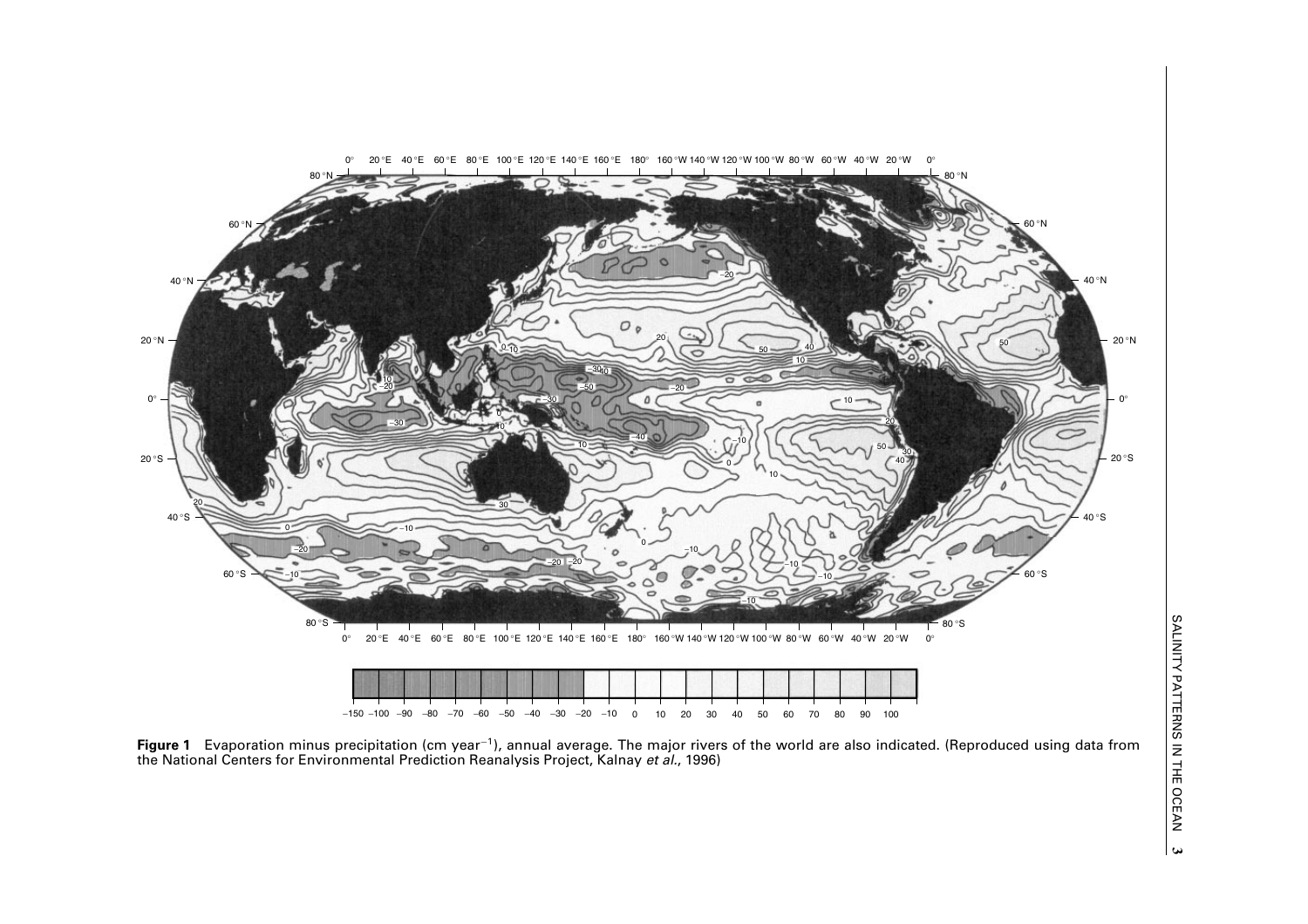**Figure 1** Evaporation minus precipitation (cm year$^{-1}$), annual average. The major rivers of the world are also indicated. (Reproduced using data from the National Centers for Environmental Prediction Reanalysis Project, Kalnay *et al.*, 1996)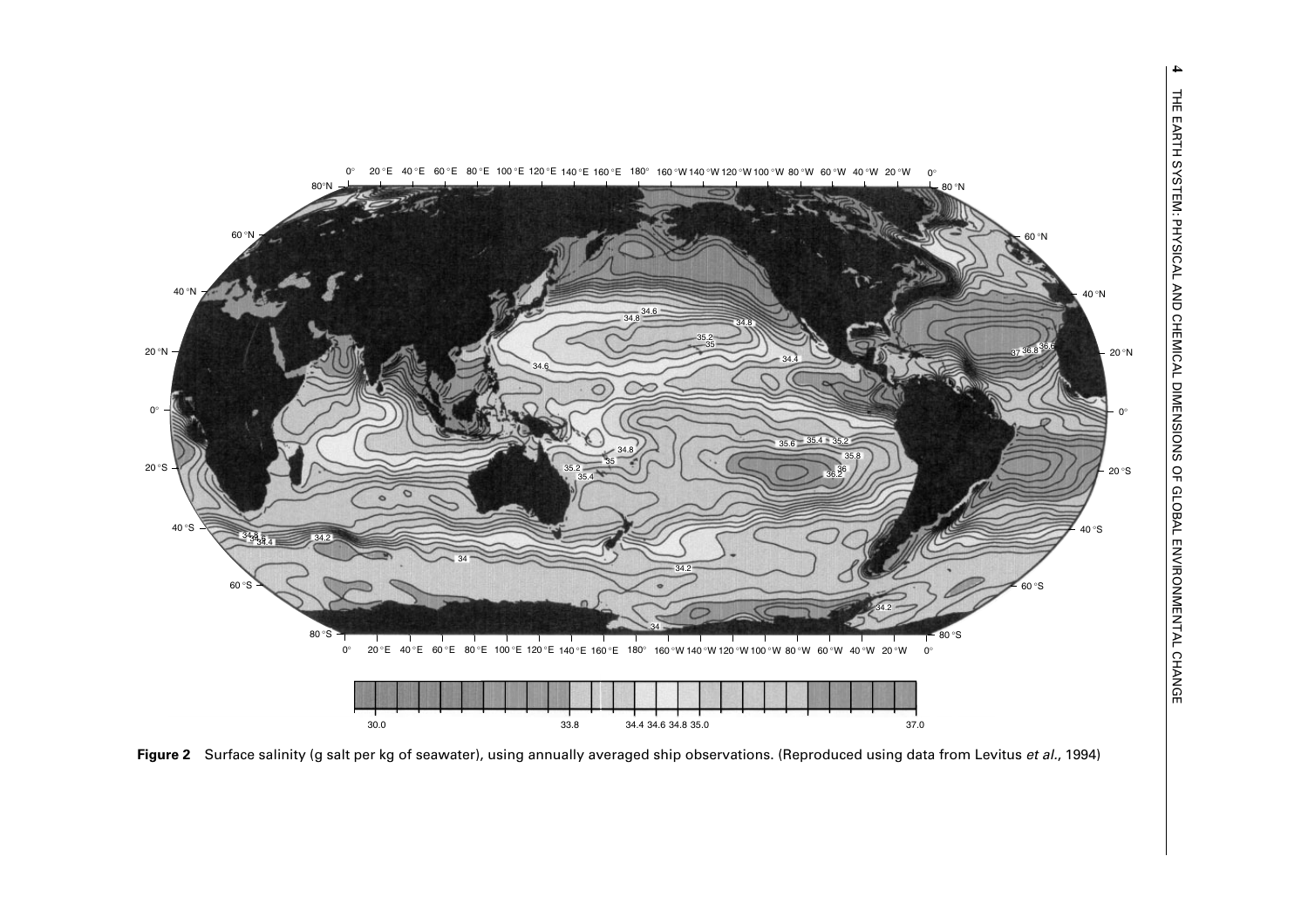0° 20°E 40°E 60°E 80°E 100°E 120°E 140°E 160°E 180° 160°W 140°W 120°W 100°W 80°W 60°W 40°W 20°W 0°

80°N
60°N
40°N
20°N
0°
20°S
40°S
60°S
80°S

34.6
34.8
34.8
35.2
35
34.4
34.6
37 36.8 36.6
34.8
35
35.2
35.4
35.6 35.4 35.2
35.8
36
36.2
34.8
34.6
34.4
34.2
34
34.2
34
34.2

30.0 33.8 34.4 34.6 34.8 35.0 37.0

**Figure 2** Surface salinity (g salt per kg of seawater), using annually averaged ship observations. (Reproduced using data from Levitus *et al.*, 1994)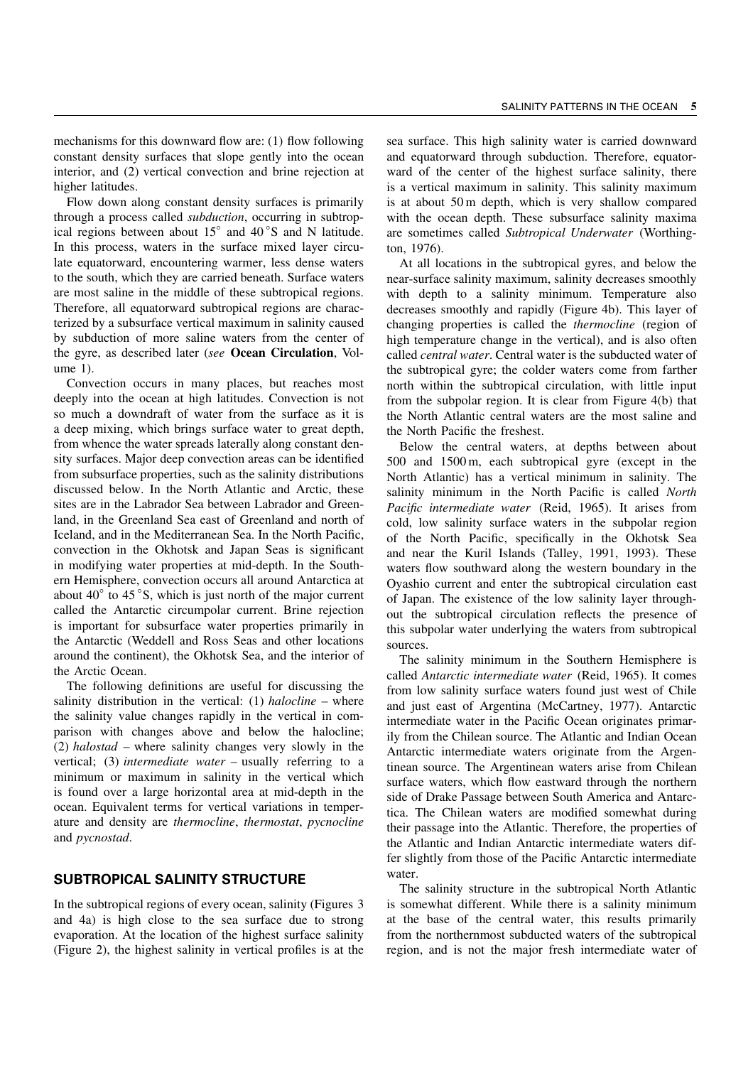mechanisms for this downward flow are: (1) flow following constant density surfaces that slope gently into the ocean interior, and (2) vertical convection and brine rejection at higher latitudes.

Flow down along constant density surfaces is primarily through a process called *subduction*, occurring in subtropical regions between about 15° and 40 °S and N latitude. In this process, waters in the surface mixed layer circulate equatorward, encountering warmer, less dense waters to the south, which they are carried beneath. Surface waters are most saline in the middle of these subtropical regions. Therefore, all equatorward subtropical regions are characterized by a subsurface vertical maximum in salinity caused by subduction of more saline waters from the center of the gyre, as described later (*see* **Ocean Circulation**, Volume 1).

Convection occurs in many places, but reaches most deeply into the ocean at high latitudes. Convection is not so much a downdraft of water from the surface as it is a deep mixing, which brings surface water to great depth, from whence the water spreads laterally along constant density surfaces. Major deep convection areas can be identified from subsurface properties, such as the salinity distributions discussed below. In the North Atlantic and Arctic, these sites are in the Labrador Sea between Labrador and Greenland, in the Greenland Sea east of Greenland and north of Iceland, and in the Mediterranean Sea. In the North Pacific, convection in the Okhotsk and Japan Seas is significant in modifying water properties at mid-depth. In the Southern Hemisphere, convection occurs all around Antarctica at about 40° to 45 °S, which is just north of the major current called the Antarctic circumpolar current. Brine rejection is important for subsurface water properties primarily in the Antarctic (Weddell and Ross Seas and other locations around the continent), the Okhotsk Sea, and the interior of the Arctic Ocean.

The following definitions are useful for discussing the salinity distribution in the vertical: (1) *halocline* – where the salinity value changes rapidly in the vertical in comparison with changes above and below the halocline; (2) *halostad* – where salinity changes very slowly in the vertical; (3) *intermediate water* – usually referring to a minimum or maximum in salinity in the vertical which is found over a large horizontal area at mid-depth in the ocean. Equivalent terms for vertical variations in temperature and density are *thermocline*, *thermostat*, *pycnocline* and *pycnostad*.

## SUBTROPICAL SALINITY STRUCTURE

In the subtropical regions of every ocean, salinity (Figures 3 and 4a) is high close to the sea surface due to strong evaporation. At the location of the highest surface salinity (Figure 2), the highest salinity in vertical profiles is at the sea surface. This high salinity water is carried downward and equatorward through subduction. Therefore, equatorward of the center of the highest surface salinity, there is a vertical maximum in salinity. This salinity maximum is at about 50 m depth, which is very shallow compared with the ocean depth. These subsurface salinity maxima are sometimes called *Subtropical Underwater* (Worthington, 1976).

At all locations in the subtropical gyres, and below the near-surface salinity maximum, salinity decreases smoothly with depth to a salinity minimum. Temperature also decreases smoothly and rapidly (Figure 4b). This layer of changing properties is called the *thermocline* (region of high temperature change in the vertical), and is also often called *central water*. Central water is the subducted water of the subtropical gyre; the colder waters come from farther north within the subtropical circulation, with little input from the subpolar region. It is clear from Figure 4(b) that the North Atlantic central waters are the most saline and the North Pacific the freshest.

Below the central waters, at depths between about 500 and 1500 m, each subtropical gyre (except in the North Atlantic) has a vertical minimum in salinity. The salinity minimum in the North Pacific is called *North Pacific intermediate water* (Reid, 1965). It arises from cold, low salinity surface waters in the subpolar region of the North Pacific, specifically in the Okhotsk Sea and near the Kuril Islands (Talley, 1991, 1993). These waters flow southward along the western boundary in the Oyashio current and enter the subtropical circulation east of Japan. The existence of the low salinity layer throughout the subtropical circulation reflects the presence of this subpolar water underlying the waters from subtropical sources.

The salinity minimum in the Southern Hemisphere is called *Antarctic intermediate water* (Reid, 1965). It comes from low salinity surface waters found just west of Chile and just east of Argentina (McCartney, 1977). Antarctic intermediate water in the Pacific Ocean originates primarily from the Chilean source. The Atlantic and Indian Ocean Antarctic intermediate waters originate from the Argentinean source. The Argentinean waters arise from Chilean surface waters, which flow eastward through the northern side of Drake Passage between South America and Antarctica. The Chilean waters are modified somewhat during their passage into the Atlantic. Therefore, the properties of the Atlantic and Indian Antarctic intermediate waters differ slightly from those of the Pacific Antarctic intermediate water.

The salinity structure in the subtropical North Atlantic is somewhat different. While there is a salinity minimum at the base of the central water, this results primarily from the northernmost subducted waters of the subtropical region, and is not the major fresh intermediate water of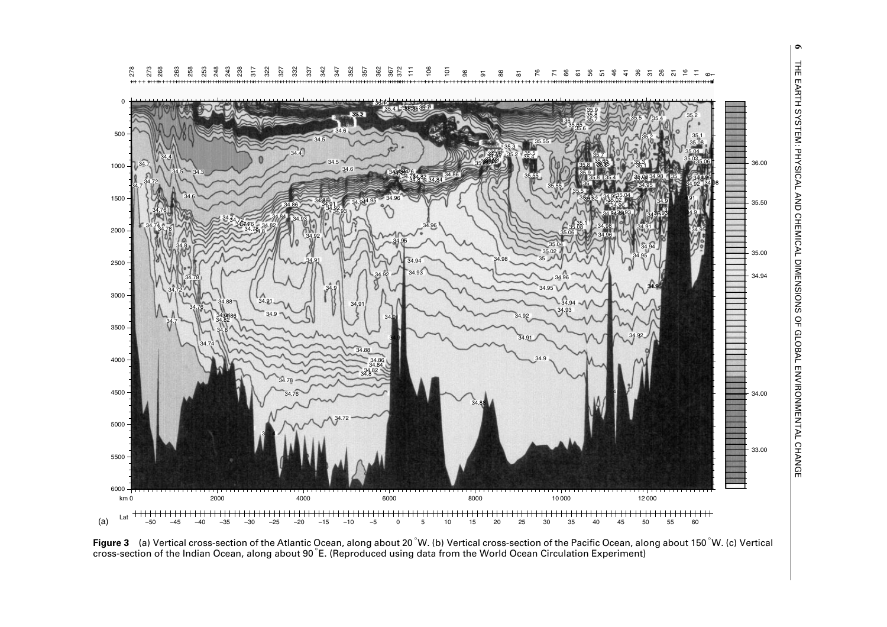**Figure 3** (a) Vertical cross-section of the Atlantic Ocean, along about 20 °W. (b) Vertical cross-section of the Pacific Ocean, along about 150 °W. (c) Vertical cross-section of the Indian Ocean, along about 90 °E. (Reproduced using data from the World Ocean Circulation Experiment)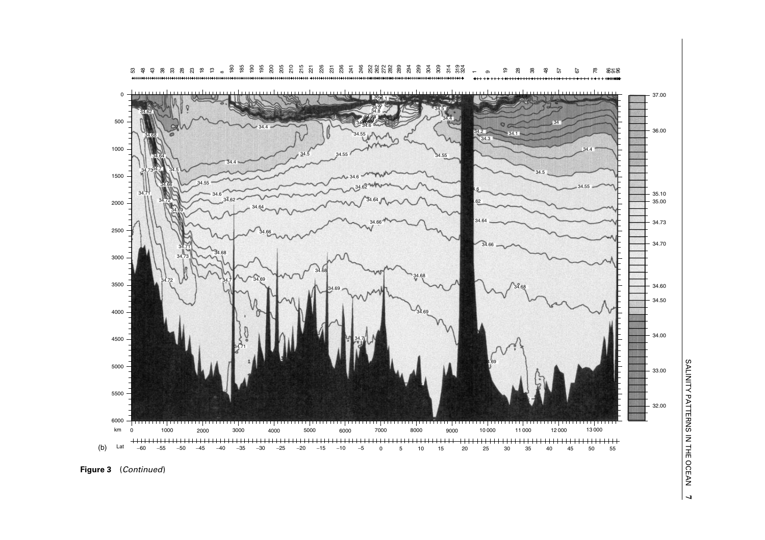(b)

**Figure 3** (*Continued*)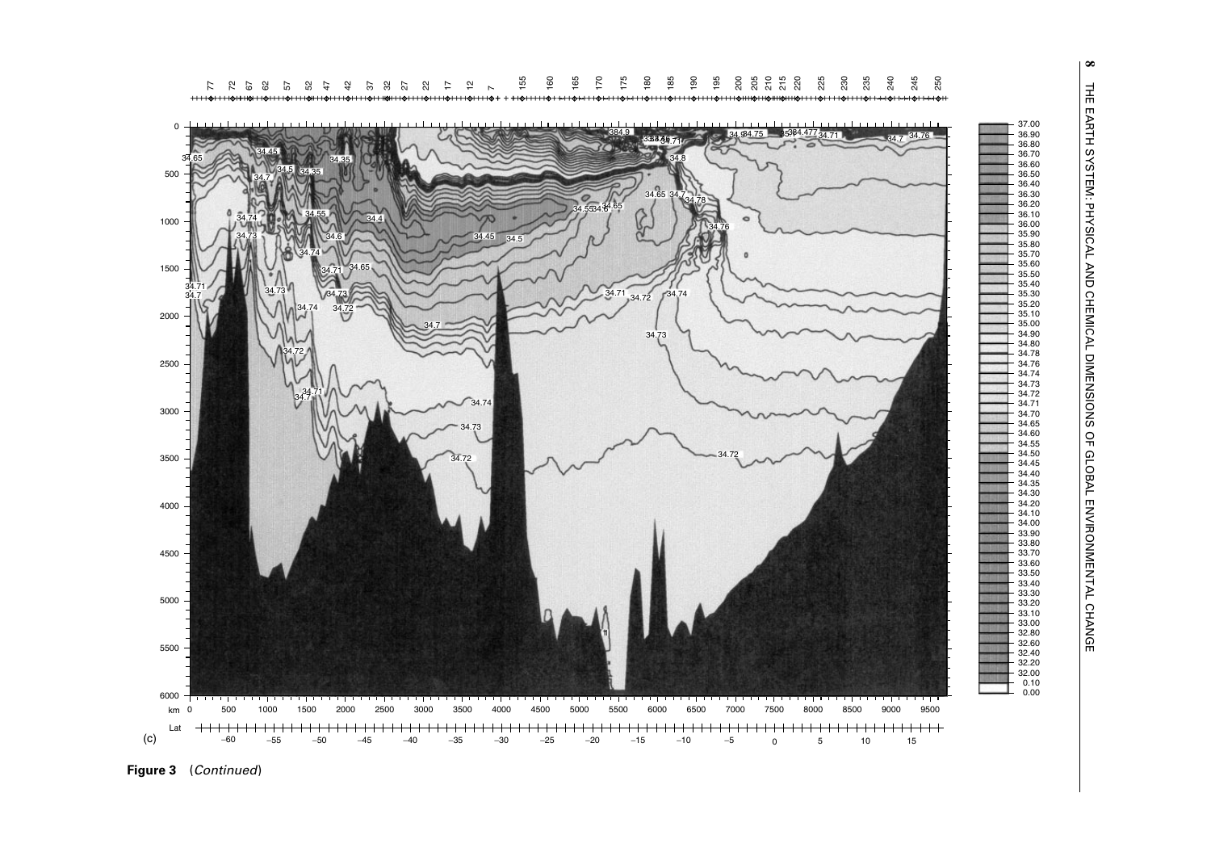(c)

**Figure 3** (*Continued*)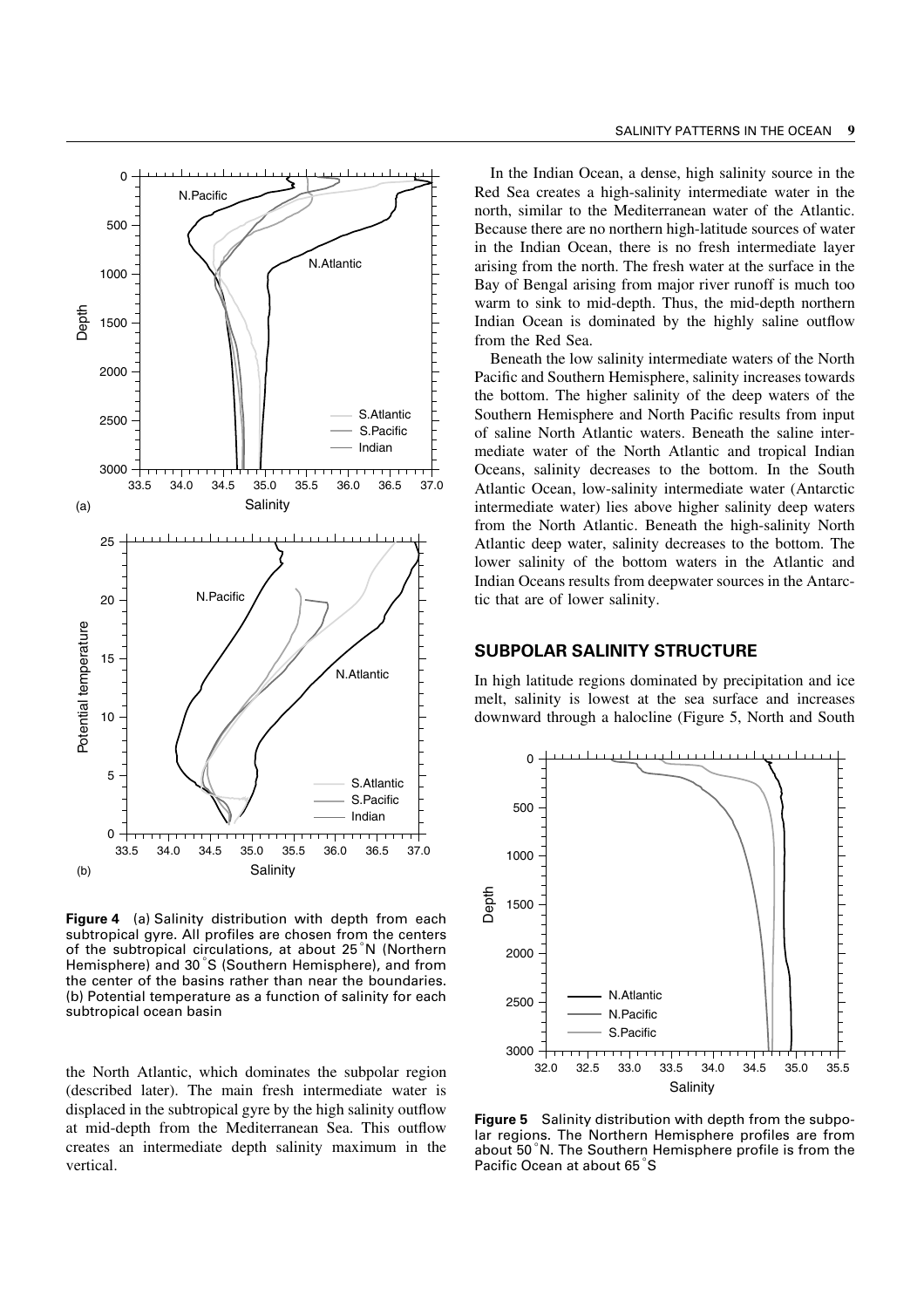0
N.Pacific
500
N.Atlantic
1000
Depth
1500
2000
2500
S.Atlantic
S.Pacific
Indian
3000
33.5 34.0 34.5 35.0 35.5 36.0 36.5 37.0
(a)
Salinity

25
20
N.Pacific
Potential temperature
15
N.Atlantic
10
5
S.Atlantic
S.Pacific
Indian
0
33.5 34.0 34.5 35.0 35.5 36.0 36.5 37.0
(b)
Salinity

**Figure 4** (a) Salinity distribution with depth from each subtropical gyre. All profiles are chosen from the centers of the subtropical circulations, at about 25°N (Northern Hemisphere) and 30°S (Southern Hemisphere), and from the center of the basins rather than near the boundaries. (b) Potential temperature as a function of salinity for each subtropical ocean basin

the North Atlantic, which dominates the subpolar region (described later). The main fresh intermediate water is displaced in the subtropical gyre by the high salinity outflow at mid-depth from the Mediterranean Sea. This outflow creates an intermediate depth salinity maximum in the vertical.

In the Indian Ocean, a dense, high salinity source in the Red Sea creates a high-salinity intermediate water in the north, similar to the Mediterranean water of the Atlantic. Because there are no northern high-latitude sources of water in the Indian Ocean, there is no fresh intermediate layer arising from the north. The fresh water at the surface in the Bay of Bengal arising from major river runoff is much too warm to sink to mid-depth. Thus, the mid-depth northern Indian Ocean is dominated by the highly saline outflow from the Red Sea.

Beneath the low salinity intermediate waters of the North Pacific and Southern Hemisphere, salinity increases towards the bottom. The higher salinity of the deep waters of the Southern Hemisphere and North Pacific results from input of saline North Atlantic waters. Beneath the saline intermediate water of the North Atlantic and tropical Indian Oceans, salinity decreases to the bottom. In the South Atlantic Ocean, low-salinity intermediate water (Antarctic intermediate water) lies above higher salinity deep waters from the North Atlantic. Beneath the high-salinity North Atlantic deep water, salinity decreases to the bottom. The lower salinity of the bottom waters in the Atlantic and Indian Oceans results from deepwater sources in the Antarctic that are of lower salinity.

## SUBPOLAR SALINITY STRUCTURE

In high latitude regions dominated by precipitation and ice melt, salinity is lowest at the sea surface and increases downward through a halocline (Figure 5, North and South

0
500
1000
Depth
1500
2000
2500
N.Atlantic
N.Pacific
S.Pacific
3000
32.0 32.5 33.0 33.5 34.0 34.5 35.0 35.5
Salinity

**Figure 5** Salinity distribution with depth from the subpolar regions. The Northern Hemisphere profiles are from about 50°N. The Southern Hemisphere profile is from the Pacific Ocean at about 65°S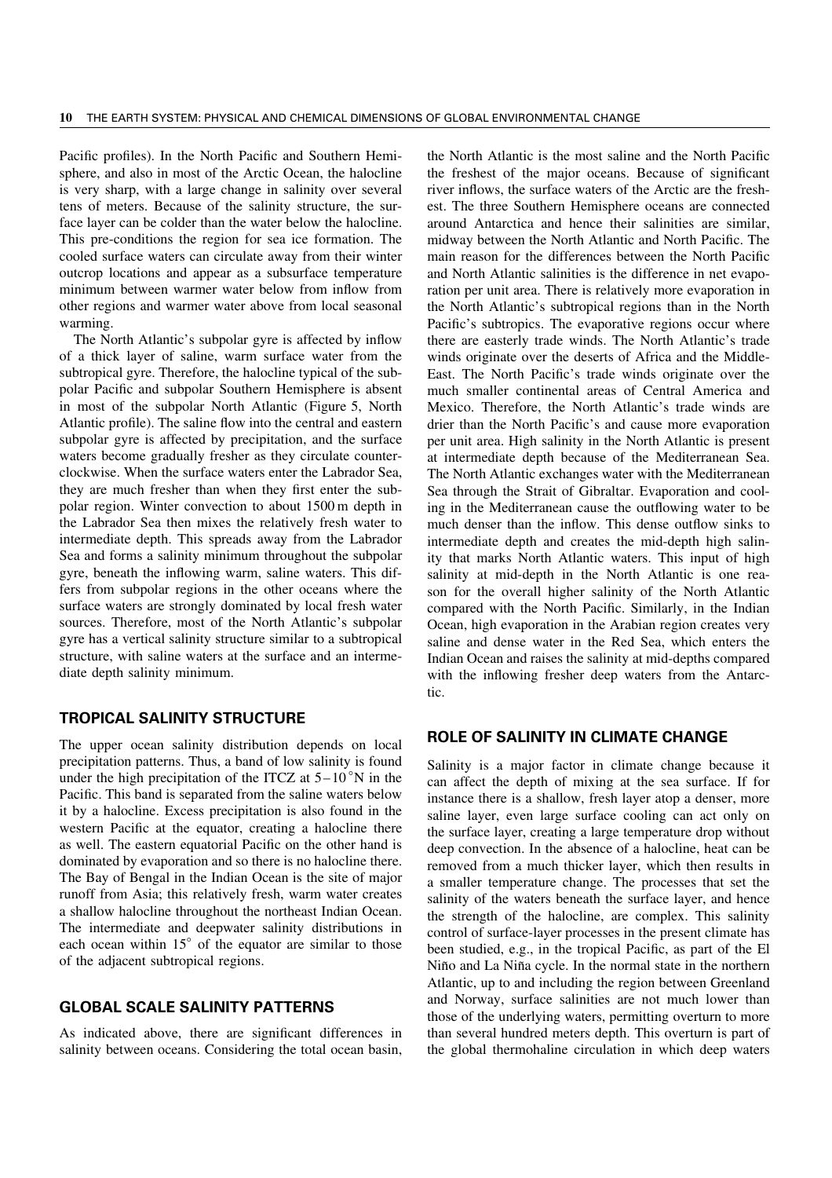Pacific profiles). In the North Pacific and Southern Hemisphere, and also in most of the Arctic Ocean, the halocline is very sharp, with a large change in salinity over several tens of meters. Because of the salinity structure, the surface layer can be colder than the water below the halocline. This pre-conditions the region for sea ice formation. The cooled surface waters can circulate away from their winter outcrop locations and appear as a subsurface temperature minimum between warmer water below from inflow from other regions and warmer water above from local seasonal warming.

The North Atlantic's subpolar gyre is affected by inflow of a thick layer of saline, warm surface water from the subtropical gyre. Therefore, the halocline typical of the subpolar Pacific and subpolar Southern Hemisphere is absent in most of the subpolar North Atlantic (Figure 5, North Atlantic profile). The saline flow into the central and eastern subpolar gyre is affected by precipitation, and the surface waters become gradually fresher as they circulate counterclockwise. When the surface waters enter the Labrador Sea, they are much fresher than when they first enter the subpolar region. Winter convection to about 1500 m depth in the Labrador Sea then mixes the relatively fresh water to intermediate depth. This spreads away from the Labrador Sea and forms a salinity minimum throughout the subpolar gyre, beneath the inflowing warm, saline waters. This differs from subpolar regions in the other oceans where the surface waters are strongly dominated by local fresh water sources. Therefore, most of the North Atlantic's subpolar gyre has a vertical salinity structure similar to a subtropical structure, with saline waters at the surface and an intermediate depth salinity minimum.

## TROPICAL SALINITY STRUCTURE

The upper ocean salinity distribution depends on local precipitation patterns. Thus, a band of low salinity is found under the high precipitation of the ITCZ at 5–10 °N in the Pacific. This band is separated from the saline waters below it by a halocline. Excess precipitation is also found in the western Pacific at the equator, creating a halocline there as well. The eastern equatorial Pacific on the other hand is dominated by evaporation and so there is no halocline there. The Bay of Bengal in the Indian Ocean is the site of major runoff from Asia; this relatively fresh, warm water creates a shallow halocline throughout the northeast Indian Ocean. The intermediate and deepwater salinity distributions in each ocean within 15° of the equator are similar to those of the adjacent subtropical regions.

## GLOBAL SCALE SALINITY PATTERNS

As indicated above, there are significant differences in salinity between oceans. Considering the total ocean basin, the North Atlantic is the most saline and the North Pacific the freshest of the major oceans. Because of significant river inflows, the surface waters of the Arctic are the freshest. The three Southern Hemisphere oceans are connected around Antarctica and hence their salinities are similar, midway between the North Atlantic and North Pacific. The main reason for the differences between the North Pacific and North Atlantic salinities is the difference in net evaporation per unit area. There is relatively more evaporation in the North Atlantic's subtropical regions than in the North Pacific's subtropics. The evaporative regions occur where there are easterly trade winds. The North Atlantic's trade winds originate over the deserts of Africa and the Middle-East. The North Pacific's trade winds originate over the much smaller continental areas of Central America and Mexico. Therefore, the North Atlantic's trade winds are drier than the North Pacific's and cause more evaporation per unit area. High salinity in the North Atlantic is present at intermediate depth because of the Mediterranean Sea. The North Atlantic exchanges water with the Mediterranean Sea through the Strait of Gibraltar. Evaporation and cooling in the Mediterranean cause the outflowing water to be much denser than the inflow. This dense outflow sinks to intermediate depth and creates the mid-depth high salinity that marks North Atlantic waters. This input of high salinity at mid-depth in the North Atlantic is one reason for the overall higher salinity of the North Atlantic compared with the North Pacific. Similarly, in the Indian Ocean, high evaporation in the Arabian region creates very saline and dense water in the Red Sea, which enters the Indian Ocean and raises the salinity at mid-depths compared with the inflowing fresher deep waters from the Antarctic.

## ROLE OF SALINITY IN CLIMATE CHANGE

Salinity is a major factor in climate change because it can affect the depth of mixing at the sea surface. If for instance there is a shallow, fresh layer atop a denser, more saline layer, even large surface cooling can act only on the surface layer, creating a large temperature drop without deep convection. In the absence of a halocline, heat can be removed from a much thicker layer, which then results in a smaller temperature change. The processes that set the salinity of the waters beneath the surface layer, and hence the strength of the halocline, are complex. This salinity control of surface-layer processes in the present climate has been studied, e.g., in the tropical Pacific, as part of the El Niño and La Niña cycle. In the normal state in the northern Atlantic, up to and including the region between Greenland and Norway, surface salinities are not much lower than those of the underlying waters, permitting overturn to more than several hundred meters depth. This overturn is part of the global thermohaline circulation in which deep waters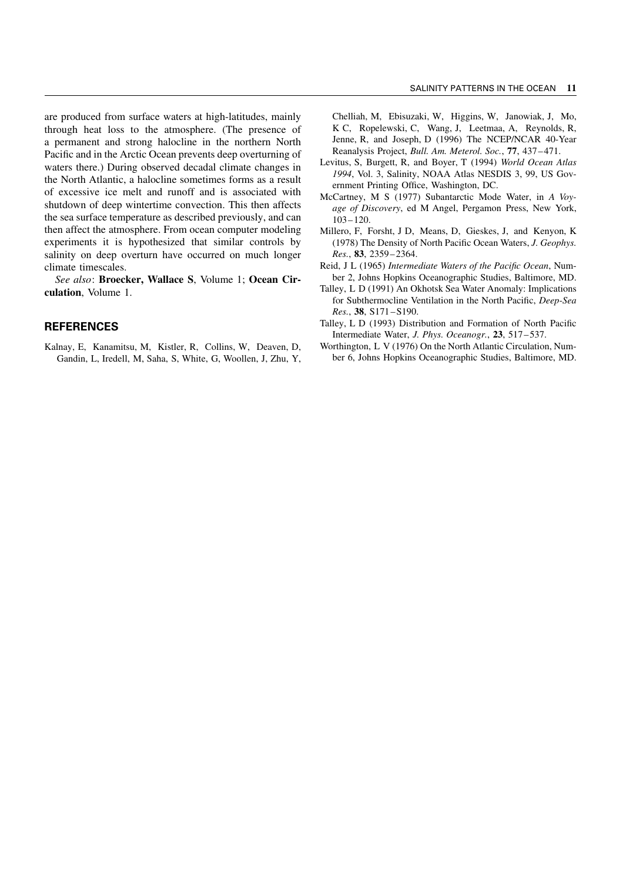are produced from surface waters at high-latitudes, mainly through heat loss to the atmosphere. (The presence of a permanent and strong halocline in the northern North Pacific and in the Arctic Ocean prevents deep overturning of waters there.) During observed decadal climate changes in the North Atlantic, a halocline sometimes forms as a result of excessive ice melt and runoff and is associated with shutdown of deep wintertime convection. This then affects the sea surface temperature as described previously, and can then affect the atmosphere. From ocean computer modeling experiments it is hypothesized that similar controls by salinity on deep overturn have occurred on much longer climate timescales.

*See also*: **Broecker, Wallace S**, Volume 1; **Ocean Circulation**, Volume 1.

## REFERENCES

Kalnay, E, Kanamitsu, M, Kistler, R, Collins, W, Deaven, D, Gandin, L, Iredell, M, Saha, S, White, G, Woollen, J, Zhu, Y, Chelliah, M, Ebisuzaki, W, Higgins, W, Janowiak, J, Mo, K C, Ropelewski, C, Wang, J, Leetmaa, A, Reynolds, R, Jenne, R, and Joseph, D (1996) The NCEP/NCAR 40-Year Reanalysis Project, *Bull. Am. Meterol. Soc.*, **77**, 437–471.

Levitus, S, Burgett, R, and Boyer, T (1994) *World Ocean Atlas 1994*, Vol. 3, Salinity, NOAA Atlas NESDIS 3, 99, US Government Printing Office, Washington, DC.

McCartney, M S (1977) Subantarctic Mode Water, in *A Voyage of Discovery*, ed M Angel, Pergamon Press, New York, 103–120.

Millero, F, Forsht, J D, Means, D, Gieskes, J, and Kenyon, K (1978) The Density of North Pacific Ocean Waters, *J. Geophys. Res.*, **83**, 2359–2364.

Reid, J L (1965) *Intermediate Waters of the Pacific Ocean*, Number 2, Johns Hopkins Oceanographic Studies, Baltimore, MD.

Talley, L D (1991) An Okhotsk Sea Water Anomaly: Implications for Subthermocline Ventilation in the North Pacific, *Deep-Sea Res.*, **38**, S171–S190.

Talley, L D (1993) Distribution and Formation of North Pacific Intermediate Water, *J. Phys. Oceanogr.*, **23**, 517–537.

Worthington, L V (1976) On the North Atlantic Circulation, Number 6, Johns Hopkins Oceanographic Studies, Baltimore, MD.